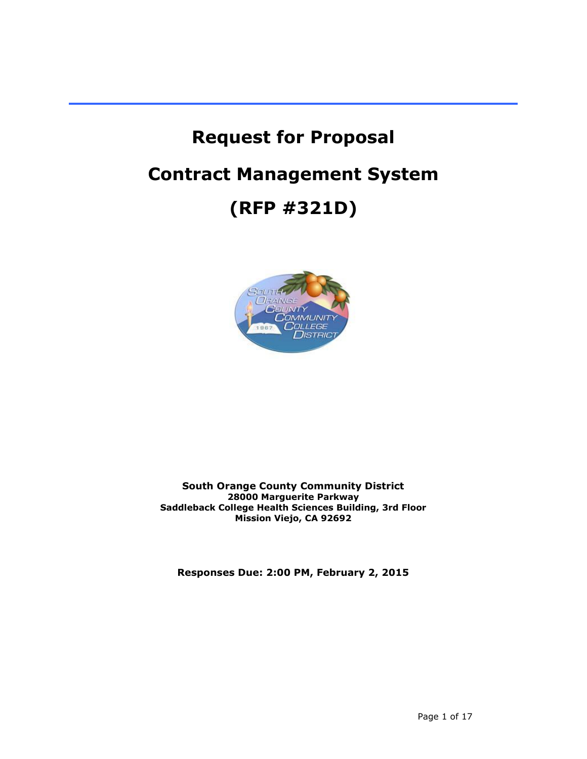# Request for Proposal

# Contract Management System

# (RFP #321D)

**South Orange County Community District**
**28000 Marguerite Parkway**
**Saddleback College Health Sciences Building, 3rd Floor**
**Mission Viejo, CA 92692**

**Responses Due: 2:00 PM, February 2, 2015**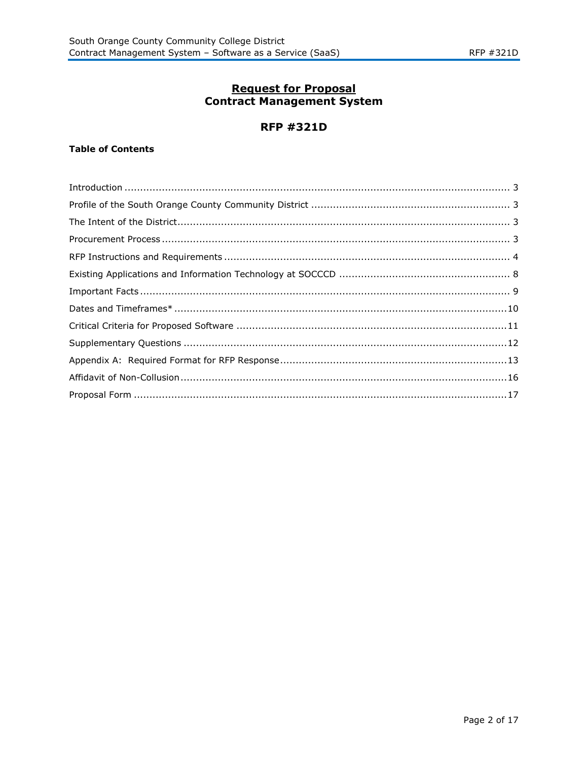## Request for Proposal
## Contract Management System

## RFP #321D

**Table of Contents**

Introduction ............................................................................................................................ 3
Profile of the South Orange County Community District ............................................................... 3
The Intent of the District........................................................................................................... 3
Procurement Process ................................................................................................................ 3
RFP Instructions and Requirements ........................................................................................... 4
Existing Applications and Information Technology at SOCCCD ...................................................... 8
Important Facts ....................................................................................................................... 9
Dates and Timeframes* ...........................................................................................................10
Critical Criteria for Proposed Software .......................................................................................11
Supplementary Questions ........................................................................................................12
Appendix A: Required Format for RFP Response.........................................................................13
Affidavit of Non-Collusion .........................................................................................................16
Proposal Form .........................................................................................................................17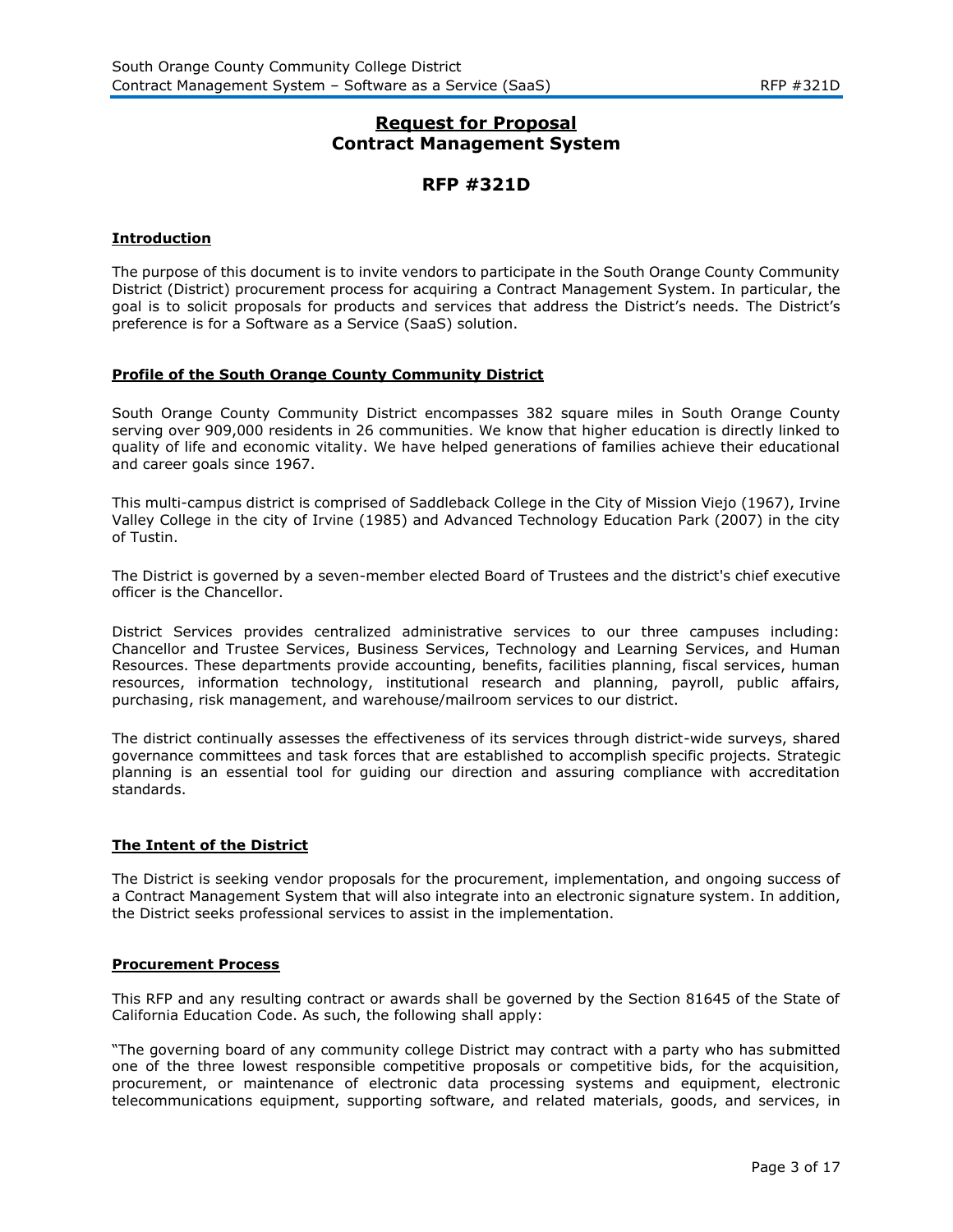# Request for Proposal
# Contract Management System

## RFP #321D

### Introduction

The purpose of this document is to invite vendors to participate in the South Orange County Community District (District) procurement process for acquiring a Contract Management System. In particular, the goal is to solicit proposals for products and services that address the District's needs. The District's preference is for a Software as a Service (SaaS) solution.

### Profile of the South Orange County Community District

South Orange County Community District encompasses 382 square miles in South Orange County serving over 909,000 residents in 26 communities. We know that higher education is directly linked to quality of life and economic vitality. We have helped generations of families achieve their educational and career goals since 1967.

This multi-campus district is comprised of Saddleback College in the City of Mission Viejo (1967), Irvine Valley College in the city of Irvine (1985) and Advanced Technology Education Park (2007) in the city of Tustin.

The District is governed by a seven-member elected Board of Trustees and the district's chief executive officer is the Chancellor.

District Services provides centralized administrative services to our three campuses including: Chancellor and Trustee Services, Business Services, Technology and Learning Services, and Human Resources. These departments provide accounting, benefits, facilities planning, fiscal services, human resources, information technology, institutional research and planning, payroll, public affairs, purchasing, risk management, and warehouse/mailroom services to our district.

The district continually assesses the effectiveness of its services through district-wide surveys, shared governance committees and task forces that are established to accomplish specific projects. Strategic planning is an essential tool for guiding our direction and assuring compliance with accreditation standards.

### The Intent of the District

The District is seeking vendor proposals for the procurement, implementation, and ongoing success of a Contract Management System that will also integrate into an electronic signature system. In addition, the District seeks professional services to assist in the implementation.

### Procurement Process

This RFP and any resulting contract or awards shall be governed by the Section 81645 of the State of California Education Code. As such, the following shall apply:

"The governing board of any community college District may contract with a party who has submitted one of the three lowest responsible competitive proposals or competitive bids, for the acquisition, procurement, or maintenance of electronic data processing systems and equipment, electronic telecommunications equipment, supporting software, and related materials, goods, and services, in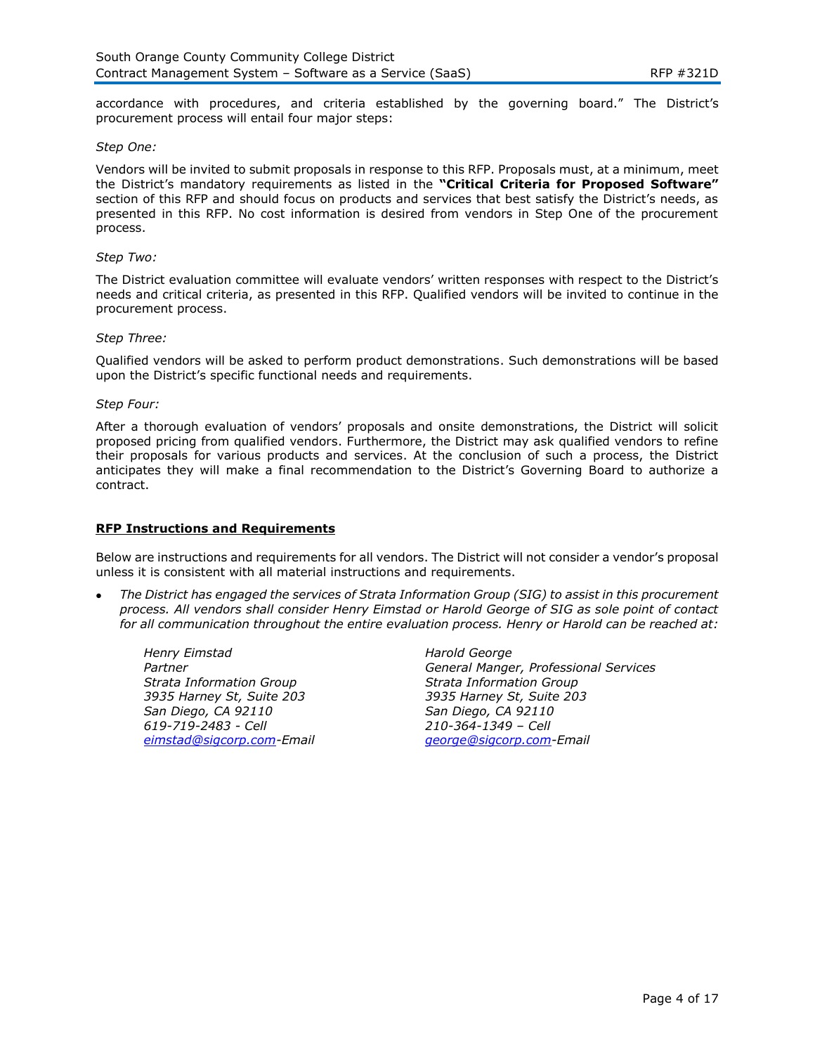accordance with procedures, and criteria established by the governing board." The District's procurement process will entail four major steps:

*Step One:*

Vendors will be invited to submit proposals in response to this RFP. Proposals must, at a minimum, meet the District's mandatory requirements as listed in the **"Critical Criteria for Proposed Software"** section of this RFP and should focus on products and services that best satisfy the District's needs, as presented in this RFP. No cost information is desired from vendors in Step One of the procurement process.

*Step Two:*

The District evaluation committee will evaluate vendors' written responses with respect to the District's needs and critical criteria, as presented in this RFP. Qualified vendors will be invited to continue in the procurement process.

*Step Three:*

Qualified vendors will be asked to perform product demonstrations. Such demonstrations will be based upon the District's specific functional needs and requirements.

*Step Four:*

After a thorough evaluation of vendors' proposals and onsite demonstrations, the District will solicit proposed pricing from qualified vendors. Furthermore, the District may ask qualified vendors to refine their proposals for various products and services. At the conclusion of such a process, the District anticipates they will make a final recommendation to the District's Governing Board to authorize a contract.

## RFP Instructions and Requirements

Below are instructions and requirements for all vendors. The District will not consider a vendor's proposal unless it is consistent with all material instructions and requirements.

- *The District has engaged the services of Strata Information Group (SIG) to assist in this procurement process. All vendors shall consider Henry Eimstad or Harold George of SIG as sole point of contact for all communication throughout the entire evaluation process. Henry or Harold can be reached at:*

  *Henry Eimstad*
  *Partner*
  *Strata Information Group*
  *3935 Harney St, Suite 203*
  *San Diego, CA 92110*
  *619-719-2483 - Cell*
  *eimstad@sigcorp.com-Email*

  *Harold George*
  *General Manger, Professional Services*
  *Strata Information Group*
  *3935 Harney St, Suite 203*
  *San Diego, CA 92110*
  *210-364-1349 – Cell*
  *george@sigcorp.com-Email*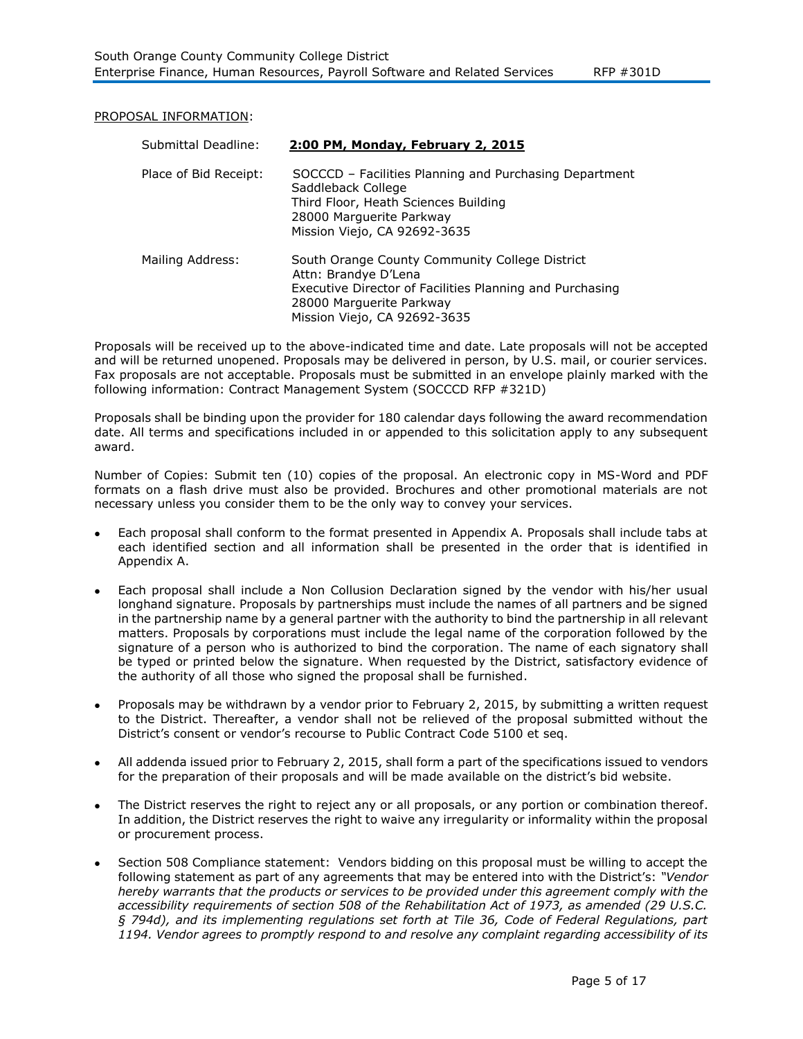PROPOSAL INFORMATION:

| | |
|---|---|
| Submittal Deadline: | **2:00 PM, Monday, February 2, 2015** |
| Place of Bid Receipt: | SOCCCD – Facilities Planning and Purchasing Department<br>Saddleback College<br>Third Floor, Heath Sciences Building<br>28000 Marguerite Parkway<br>Mission Viejo, CA 92692-3635 |
| Mailing Address: | South Orange County Community College District<br>Attn: Brandye D'Lena<br>Executive Director of Facilities Planning and Purchasing<br>28000 Marguerite Parkway<br>Mission Viejo, CA 92692-3635 |

Proposals will be received up to the above-indicated time and date. Late proposals will not be accepted and will be returned unopened. Proposals may be delivered in person, by U.S. mail, or courier services. Fax proposals are not acceptable. Proposals must be submitted in an envelope plainly marked with the following information: Contract Management System (SOCCCD RFP #321D)

Proposals shall be binding upon the provider for 180 calendar days following the award recommendation date. All terms and specifications included in or appended to this solicitation apply to any subsequent award.

Number of Copies: Submit ten (10) copies of the proposal. An electronic copy in MS-Word and PDF formats on a flash drive must also be provided. Brochures and other promotional materials are not necessary unless you consider them to be the only way to convey your services.

- Each proposal shall conform to the format presented in Appendix A. Proposals shall include tabs at each identified section and all information shall be presented in the order that is identified in Appendix A.
- Each proposal shall include a Non Collusion Declaration signed by the vendor with his/her usual longhand signature. Proposals by partnerships must include the names of all partners and be signed in the partnership name by a general partner with the authority to bind the partnership in all relevant matters. Proposals by corporations must include the legal name of the corporation followed by the signature of a person who is authorized to bind the corporation. The name of each signatory shall be typed or printed below the signature. When requested by the District, satisfactory evidence of the authority of all those who signed the proposal shall be furnished.
- Proposals may be withdrawn by a vendor prior to February 2, 2015, by submitting a written request to the District. Thereafter, a vendor shall not be relieved of the proposal submitted without the District's consent or vendor's recourse to Public Contract Code 5100 et seq.
- All addenda issued prior to February 2, 2015, shall form a part of the specifications issued to vendors for the preparation of their proposals and will be made available on the district's bid website.
- The District reserves the right to reject any or all proposals, or any portion or combination thereof. In addition, the District reserves the right to waive any irregularity or informality within the proposal or procurement process.
- Section 508 Compliance statement: Vendors bidding on this proposal must be willing to accept the following statement as part of any agreements that may be entered into with the District's: *"Vendor hereby warrants that the products or services to be provided under this agreement comply with the accessibility requirements of section 508 of the Rehabilitation Act of 1973, as amended (29 U.S.C. § 794d), and its implementing regulations set forth at Tile 36, Code of Federal Regulations, part 1194. Vendor agrees to promptly respond to and resolve any complaint regarding accessibility of its*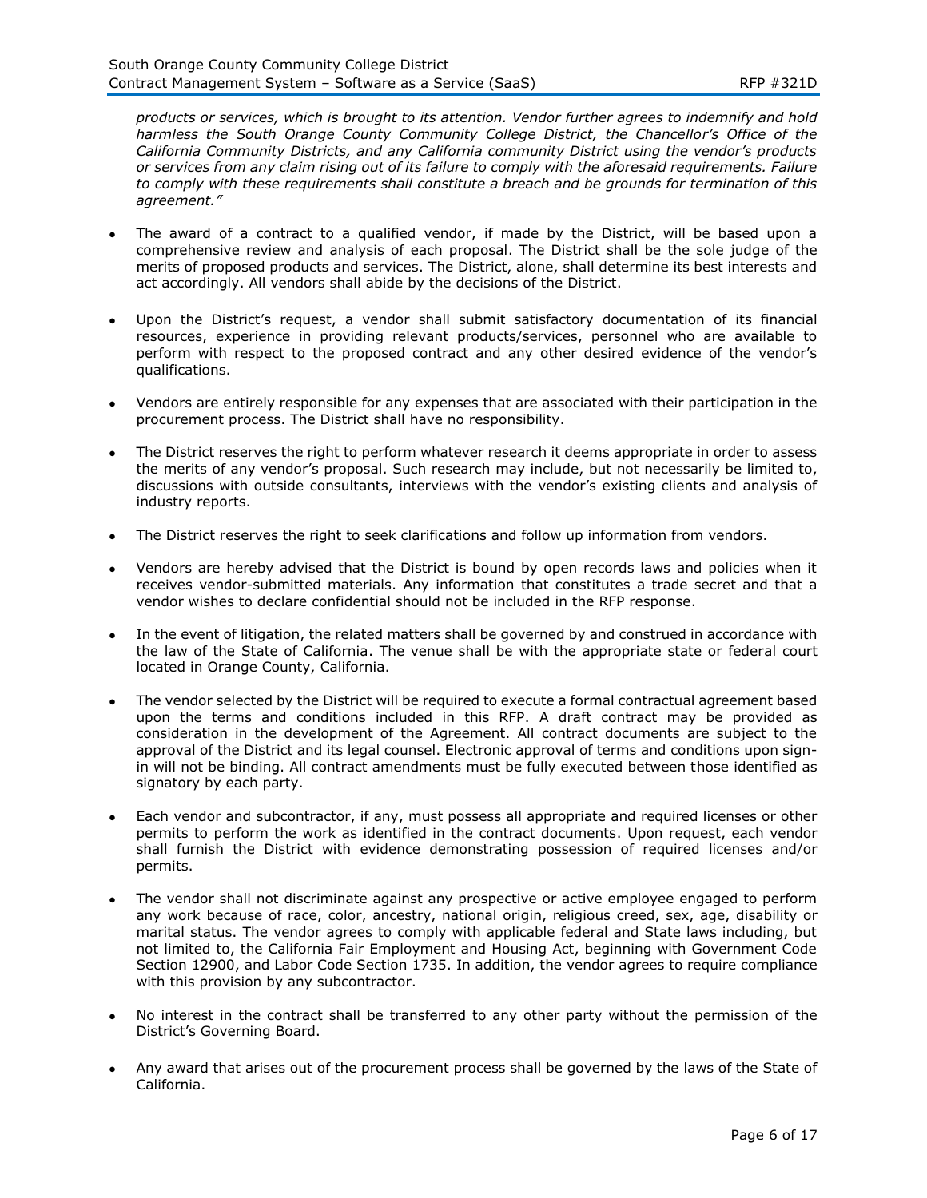*products or services, which is brought to its attention. Vendor further agrees to indemnify and hold harmless the South Orange County Community College District, the Chancellor's Office of the California Community Districts, and any California community District using the vendor's products or services from any claim rising out of its failure to comply with the aforesaid requirements. Failure to comply with these requirements shall constitute a breach and be grounds for termination of this agreement."*

- The award of a contract to a qualified vendor, if made by the District, will be based upon a comprehensive review and analysis of each proposal. The District shall be the sole judge of the merits of proposed products and services. The District, alone, shall determine its best interests and act accordingly. All vendors shall abide by the decisions of the District.

- Upon the District's request, a vendor shall submit satisfactory documentation of its financial resources, experience in providing relevant products/services, personnel who are available to perform with respect to the proposed contract and any other desired evidence of the vendor's qualifications.

- Vendors are entirely responsible for any expenses that are associated with their participation in the procurement process. The District shall have no responsibility.

- The District reserves the right to perform whatever research it deems appropriate in order to assess the merits of any vendor's proposal. Such research may include, but not necessarily be limited to, discussions with outside consultants, interviews with the vendor's existing clients and analysis of industry reports.

- The District reserves the right to seek clarifications and follow up information from vendors.

- Vendors are hereby advised that the District is bound by open records laws and policies when it receives vendor-submitted materials. Any information that constitutes a trade secret and that a vendor wishes to declare confidential should not be included in the RFP response.

- In the event of litigation, the related matters shall be governed by and construed in accordance with the law of the State of California. The venue shall be with the appropriate state or federal court located in Orange County, California.

- The vendor selected by the District will be required to execute a formal contractual agreement based upon the terms and conditions included in this RFP. A draft contract may be provided as consideration in the development of the Agreement. All contract documents are subject to the approval of the District and its legal counsel. Electronic approval of terms and conditions upon sign-in will not be binding. All contract amendments must be fully executed between those identified as signatory by each party.

- Each vendor and subcontractor, if any, must possess all appropriate and required licenses or other permits to perform the work as identified in the contract documents. Upon request, each vendor shall furnish the District with evidence demonstrating possession of required licenses and/or permits.

- The vendor shall not discriminate against any prospective or active employee engaged to perform any work because of race, color, ancestry, national origin, religious creed, sex, age, disability or marital status. The vendor agrees to comply with applicable federal and State laws including, but not limited to, the California Fair Employment and Housing Act, beginning with Government Code Section 12900, and Labor Code Section 1735. In addition, the vendor agrees to require compliance with this provision by any subcontractor.

- No interest in the contract shall be transferred to any other party without the permission of the District's Governing Board.

- Any award that arises out of the procurement process shall be governed by the laws of the State of California.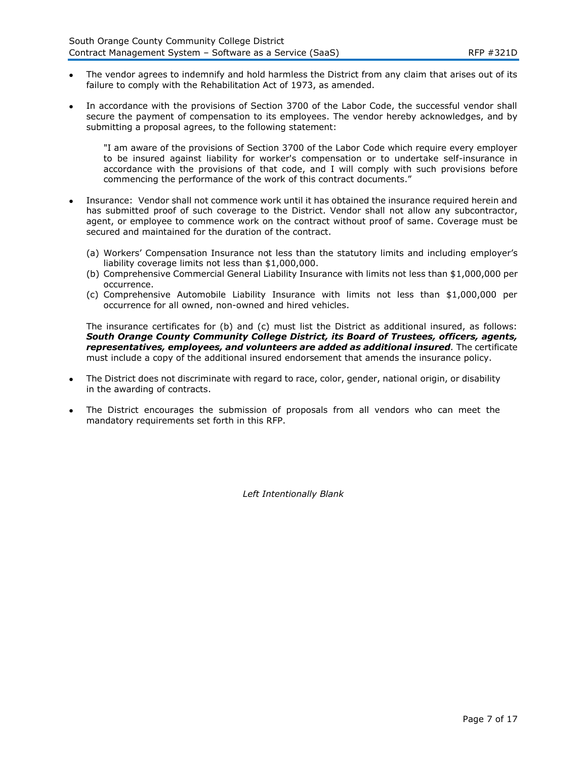- The vendor agrees to indemnify and hold harmless the District from any claim that arises out of its failure to comply with the Rehabilitation Act of 1973, as amended.

- In accordance with the provisions of Section 3700 of the Labor Code, the successful vendor shall secure the payment of compensation to its employees. The vendor hereby acknowledges, and by submitting a proposal agrees, to the following statement:

  "I am aware of the provisions of Section 3700 of the Labor Code which require every employer to be insured against liability for worker's compensation or to undertake self-insurance in accordance with the provisions of that code, and I will comply with such provisions before commencing the performance of the work of this contract documents."

- Insurance: Vendor shall not commence work until it has obtained the insurance required herein and has submitted proof of such coverage to the District. Vendor shall not allow any subcontractor, agent, or employee to commence work on the contract without proof of same. Coverage must be secured and maintained for the duration of the contract.

  (a) Workers' Compensation Insurance not less than the statutory limits and including employer's liability coverage limits not less than $1,000,000.
  (b) Comprehensive Commercial General Liability Insurance with limits not less than $1,000,000 per occurrence.
  (c) Comprehensive Automobile Liability Insurance with limits not less than $1,000,000 per occurrence for all owned, non-owned and hired vehicles.

  The insurance certificates for (b) and (c) must list the District as additional insured, as follows: ***South Orange County Community College District, its Board of Trustees, officers, agents, representatives, employees, and volunteers are added as additional insured***. The certificate must include a copy of the additional insured endorsement that amends the insurance policy.

- The District does not discriminate with regard to race, color, gender, national origin, or disability in the awarding of contracts.

- The District encourages the submission of proposals from all vendors who can meet the mandatory requirements set forth in this RFP.

*Left Intentionally Blank*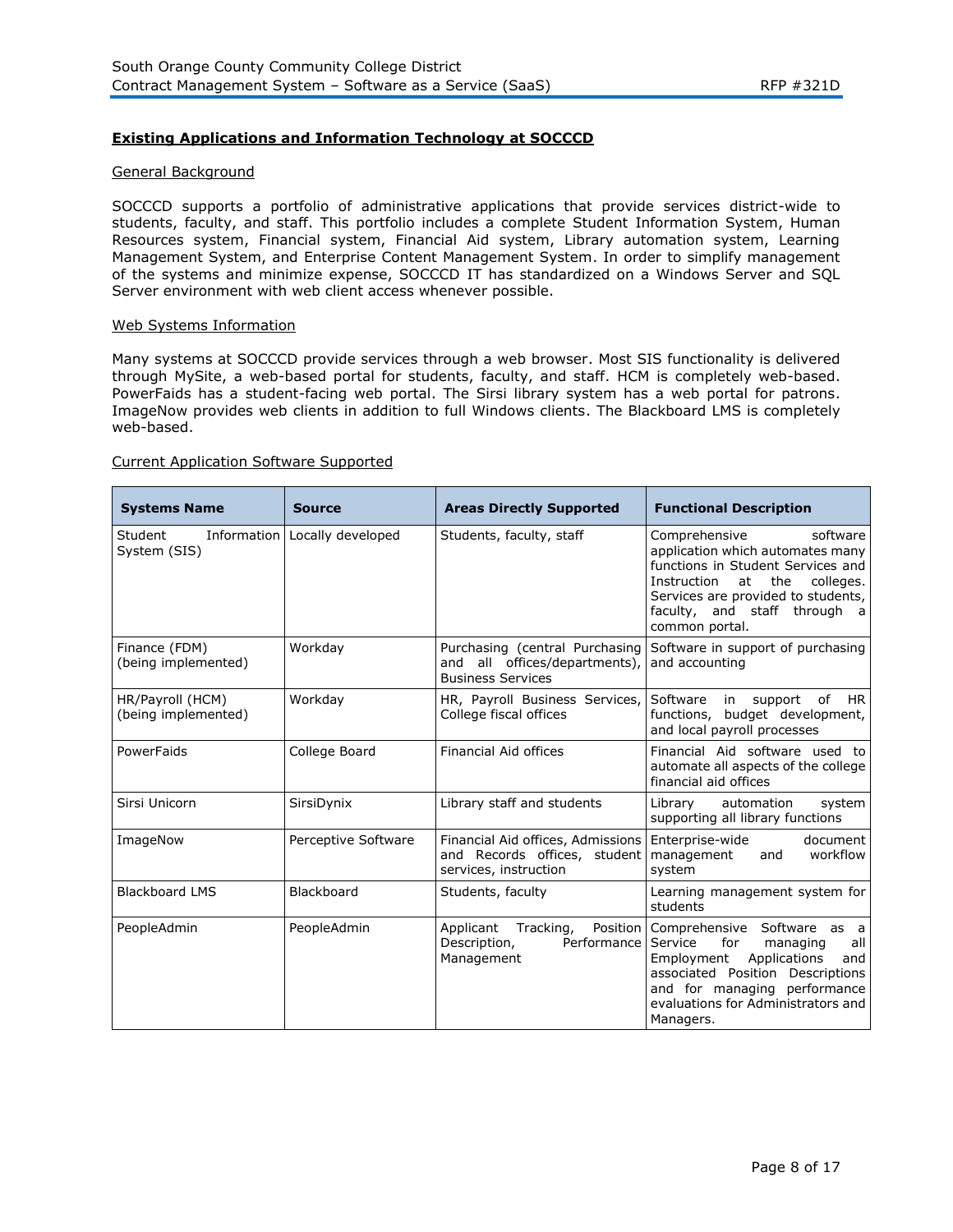## **Existing Applications and Information Technology at SOCCCD**

General Background

SOCCCD supports a portfolio of administrative applications that provide services district-wide to students, faculty, and staff. This portfolio includes a complete Student Information System, Human Resources system, Financial system, Financial Aid system, Library automation system, Learning Management System, and Enterprise Content Management System. In order to simplify management of the systems and minimize expense, SOCCCD IT has standardized on a Windows Server and SQL Server environment with web client access whenever possible.

Web Systems Information

Many systems at SOCCCD provide services through a web browser. Most SIS functionality is delivered through MySite, a web-based portal for students, faculty, and staff. HCM is completely web-based. PowerFaids has a student-facing web portal. The Sirsi library system has a web portal for patrons. ImageNow provides web clients in addition to full Windows clients. The Blackboard LMS is completely web-based.

Current Application Software Supported

| Systems Name | Source | Areas Directly Supported | Functional Description |
|---|---|---|---|
| Student Information System (SIS) | Locally developed | Students, faculty, staff | Comprehensive software application which automates many functions in Student Services and Instruction at the colleges. Services are provided to students, faculty, and staff through a common portal. |
| Finance (FDM) (being implemented) | Workday | Purchasing (central Purchasing and all offices/departments), Business Services | Software in support of purchasing and accounting |
| HR/Payroll (HCM) (being implemented) | Workday | HR, Payroll Business Services, College fiscal offices | Software in support of HR functions, budget development, and local payroll processes |
| PowerFaids | College Board | Financial Aid offices | Financial Aid software used to automate all aspects of the college financial aid offices |
| Sirsi Unicorn | SirsiDynix | Library staff and students | Library automation system supporting all library functions |
| ImageNow | Perceptive Software | Financial Aid offices, Admissions and Records offices, student services, instruction | Enterprise-wide document management and workflow system |
| Blackboard LMS | Blackboard | Students, faculty | Learning management system for students |
| PeopleAdmin | PeopleAdmin | Applicant Tracking, Position Description, Performance Management | Comprehensive Software as a Service for managing all Employment Applications and associated Position Descriptions and for managing performance evaluations for Administrators and Managers. |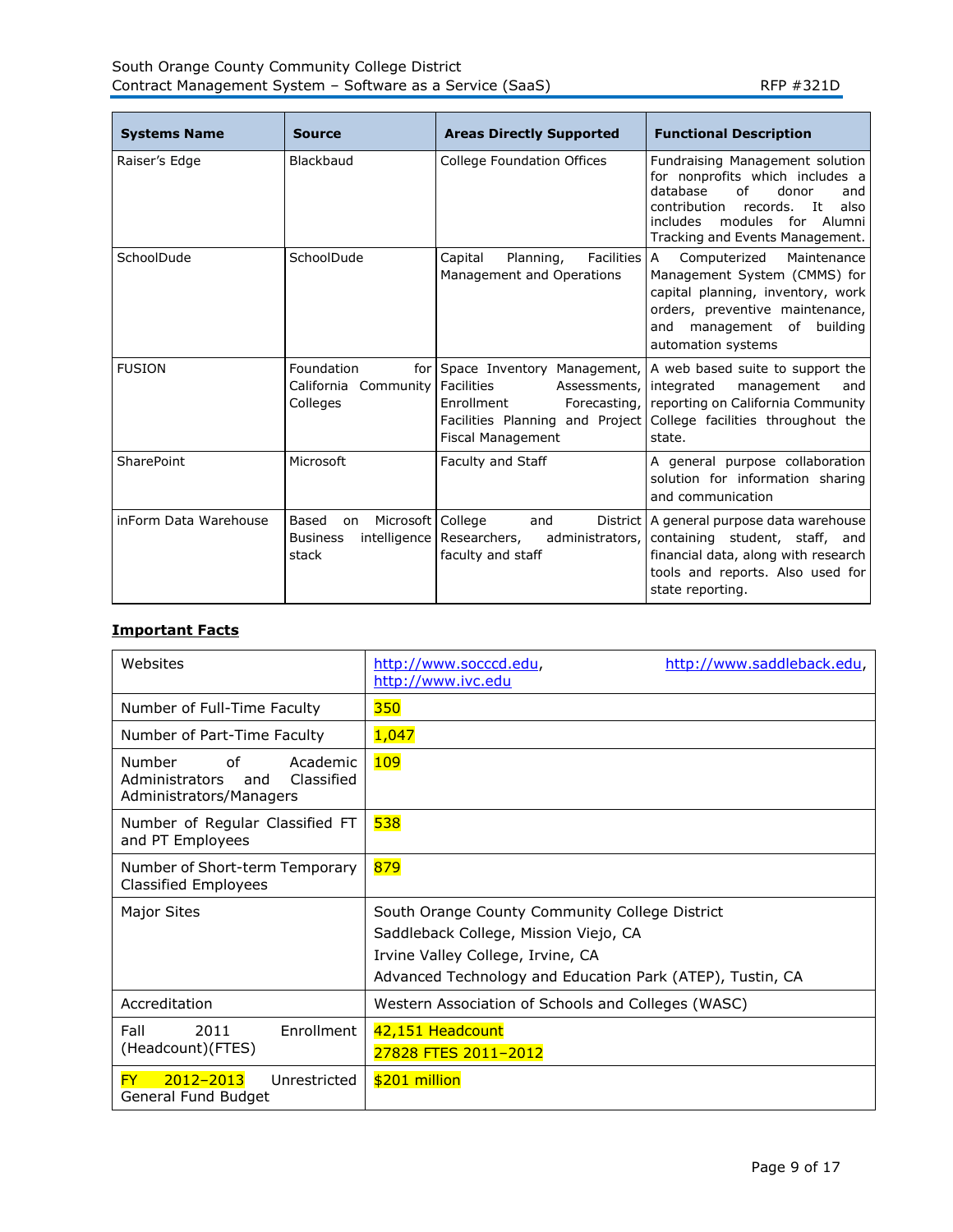| Systems Name | Source | Areas Directly Supported | Functional Description |
|---|---|---|---|
| Raiser's Edge | Blackbaud | College Foundation Offices | Fundraising Management solution for nonprofits which includes a database of donor and contribution records. It also includes modules for Alumni Tracking and Events Management. |
| SchoolDude | SchoolDude | Capital Planning, Facilities Management and Operations | A Computerized Maintenance Management System (CMMS) for capital planning, inventory, work orders, preventive maintenance, and management of building automation systems |
| FUSION | Foundation for California Community Colleges | Space Inventory Management, Facilities Assessments, Enrollment Forecasting, Facilities Planning and Project Fiscal Management | A web based suite to support the integrated management and reporting on California Community College facilities throughout the state. |
| SharePoint | Microsoft | Faculty and Staff | A general purpose collaboration solution for information sharing and communication |
| inForm Data Warehouse | Based on Microsoft Business intelligence stack | College and District Researchers, administrators, faculty and staff | A general purpose data warehouse containing student, staff, and financial data, along with research tools and reports. Also used for state reporting. |

**Important Facts**

| | |
|---|---|
| Websites | http://www.socccd.edu, http://www.saddleback.edu, http://www.ivc.edu |
| Number of Full-Time Faculty | 350 |
| Number of Part-Time Faculty | 1,047 |
| Number of Academic Administrators and Classified Administrators/Managers | 109 |
| Number of Regular Classified FT and PT Employees | 538 |
| Number of Short-term Temporary Classified Employees | 879 |
| Major Sites | South Orange County Community College District<br>Saddleback College, Mission Viejo, CA<br>Irvine Valley College, Irvine, CA<br>Advanced Technology and Education Park (ATEP), Tustin, CA |
| Accreditation | Western Association of Schools and Colleges (WASC) |
| Fall 2011 Enrollment (Headcount)(FTES) | 42,151 Headcount<br>27828 FTES 2011–2012 |
| FY 2012–2013 Unrestricted General Fund Budget | $201 million |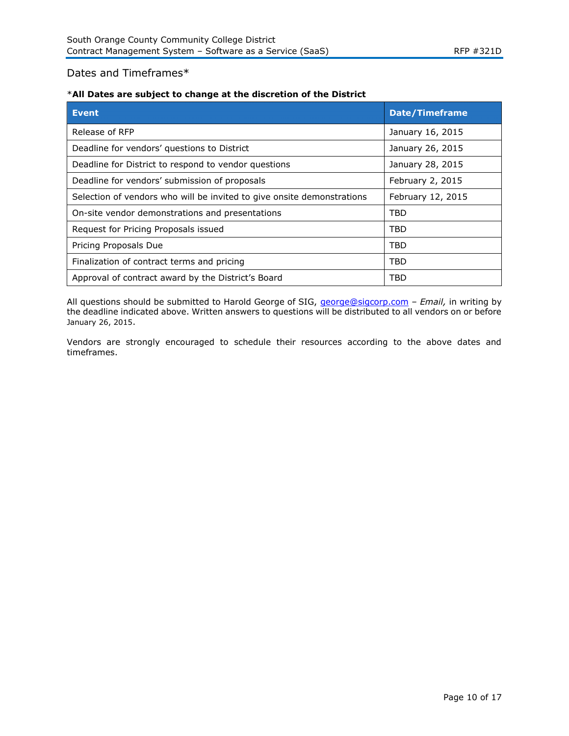## Dates and Timeframes*

*__All Dates are subject to change at the discretion of the District__

| Event | Date/Timeframe |
| --- | --- |
| Release of RFP | January 16, 2015 |
| Deadline for vendors' questions to District | January 26, 2015 |
| Deadline for District to respond to vendor questions | January 28, 2015 |
| Deadline for vendors' submission of proposals | February 2, 2015 |
| Selection of vendors who will be invited to give onsite demonstrations | February 12, 2015 |
| On-site vendor demonstrations and presentations | TBD |
| Request for Pricing Proposals issued | TBD |
| Pricing Proposals Due | TBD |
| Finalization of contract terms and pricing | TBD |
| Approval of contract award by the District's Board | TBD |

All questions should be submitted to Harold George of SIG, george@sigcorp.com – *Email,* in writing by the deadline indicated above. Written answers to questions will be distributed to all vendors on or before January 26, 2015.

Vendors are strongly encouraged to schedule their resources according to the above dates and timeframes.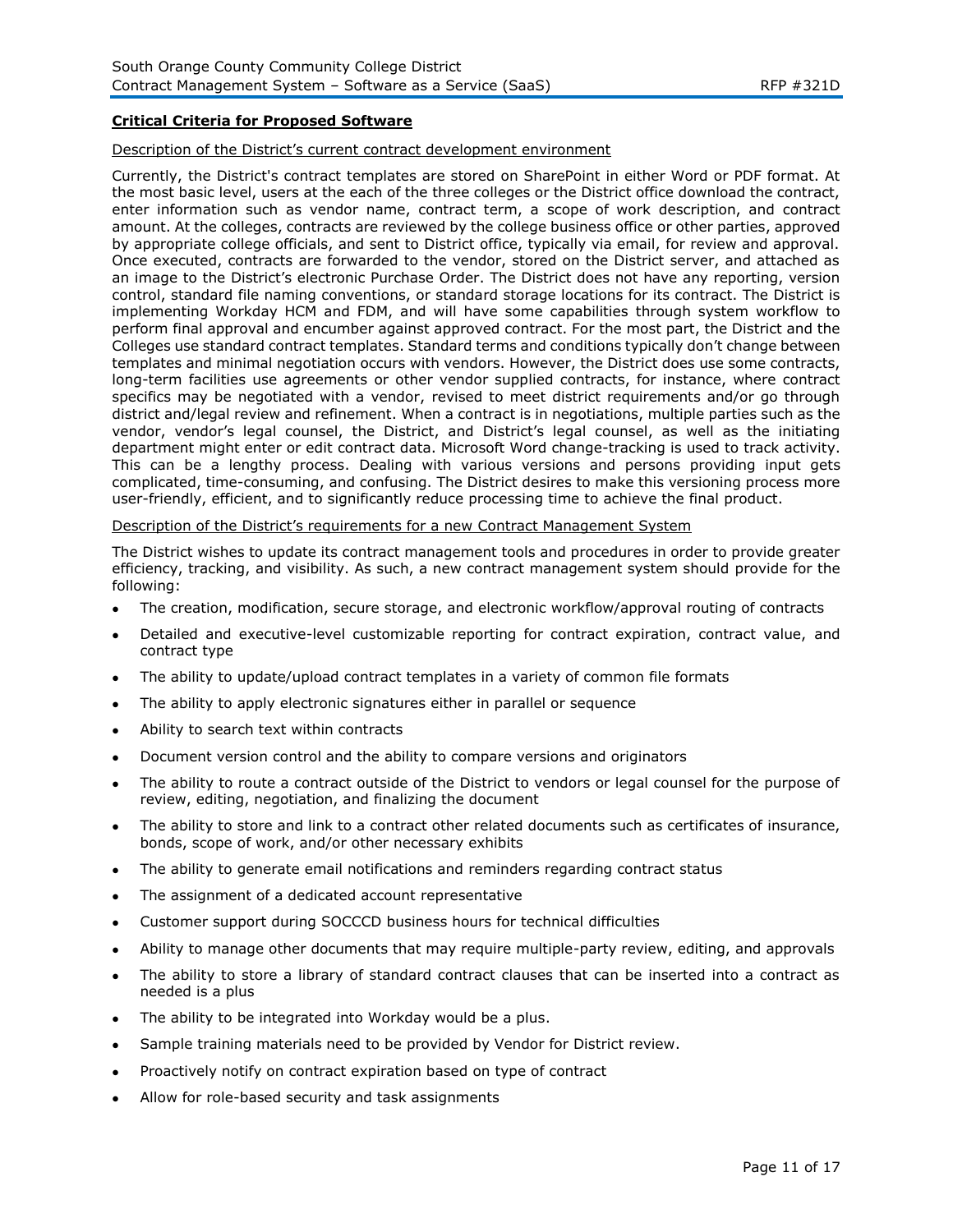**Critical Criteria for Proposed Software**

Description of the District's current contract development environment

Currently, the District's contract templates are stored on SharePoint in either Word or PDF format. At the most basic level, users at the each of the three colleges or the District office download the contract, enter information such as vendor name, contract term, a scope of work description, and contract amount. At the colleges, contracts are reviewed by the college business office or other parties, approved by appropriate college officials, and sent to District office, typically via email, for review and approval. Once executed, contracts are forwarded to the vendor, stored on the District server, and attached as an image to the District's electronic Purchase Order. The District does not have any reporting, version control, standard file naming conventions, or standard storage locations for its contract. The District is implementing Workday HCM and FDM, and will have some capabilities through system workflow to perform final approval and encumber against approved contract. For the most part, the District and the Colleges use standard contract templates. Standard terms and conditions typically don't change between templates and minimal negotiation occurs with vendors. However, the District does use some contracts, long-term facilities use agreements or other vendor supplied contracts, for instance, where contract specifics may be negotiated with a vendor, revised to meet district requirements and/or go through district and/legal review and refinement. When a contract is in negotiations, multiple parties such as the vendor, vendor's legal counsel, the District, and District's legal counsel, as well as the initiating department might enter or edit contract data. Microsoft Word change-tracking is used to track activity. This can be a lengthy process. Dealing with various versions and persons providing input gets complicated, time-consuming, and confusing. The District desires to make this versioning process more user-friendly, efficient, and to significantly reduce processing time to achieve the final product.

Description of the District's requirements for a new Contract Management System

The District wishes to update its contract management tools and procedures in order to provide greater efficiency, tracking, and visibility. As such, a new contract management system should provide for the following:

- The creation, modification, secure storage, and electronic workflow/approval routing of contracts
- Detailed and executive-level customizable reporting for contract expiration, contract value, and contract type
- The ability to update/upload contract templates in a variety of common file formats
- The ability to apply electronic signatures either in parallel or sequence
- Ability to search text within contracts
- Document version control and the ability to compare versions and originators
- The ability to route a contract outside of the District to vendors or legal counsel for the purpose of review, editing, negotiation, and finalizing the document
- The ability to store and link to a contract other related documents such as certificates of insurance, bonds, scope of work, and/or other necessary exhibits
- The ability to generate email notifications and reminders regarding contract status
- The assignment of a dedicated account representative
- Customer support during SOCCCD business hours for technical difficulties
- Ability to manage other documents that may require multiple-party review, editing, and approvals
- The ability to store a library of standard contract clauses that can be inserted into a contract as needed is a plus
- The ability to be integrated into Workday would be a plus.
- Sample training materials need to be provided by Vendor for District review.
- Proactively notify on contract expiration based on type of contract
- Allow for role-based security and task assignments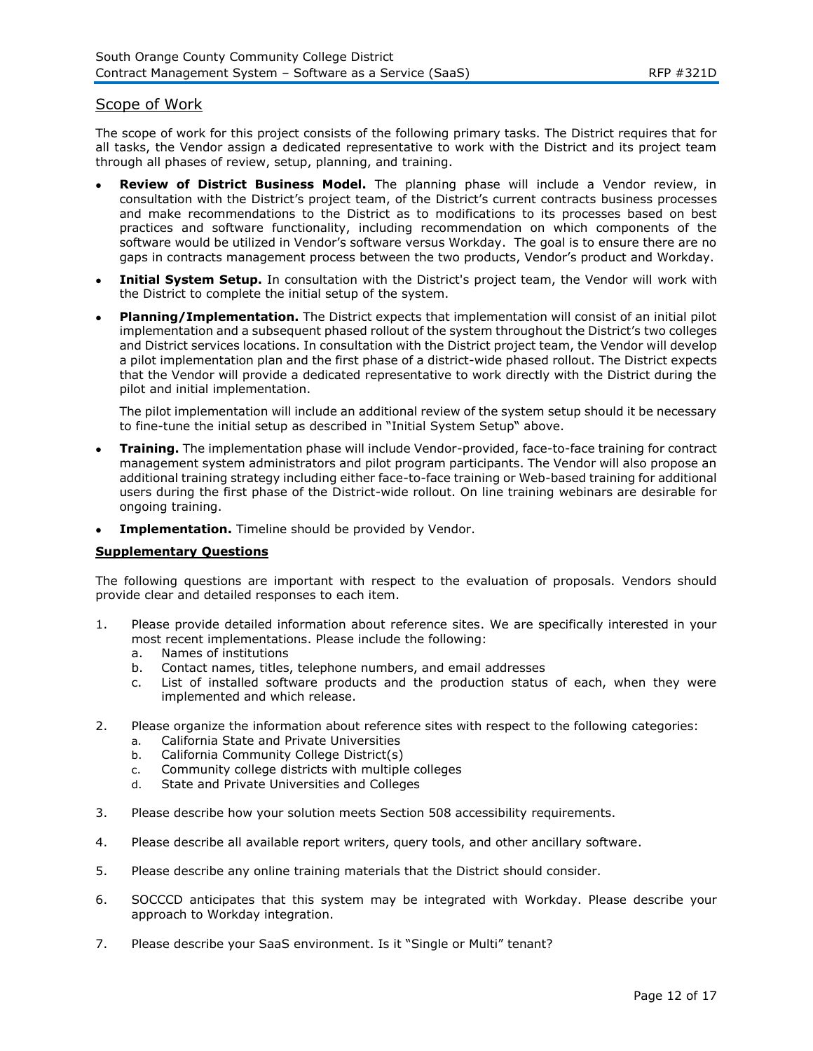## Scope of Work

The scope of work for this project consists of the following primary tasks. The District requires that for all tasks, the Vendor assign a dedicated representative to work with the District and its project team through all phases of review, setup, planning, and training.

- **Review of District Business Model.** The planning phase will include a Vendor review, in consultation with the District's project team, of the District's current contracts business processes and make recommendations to the District as to modifications to its processes based on best practices and software functionality, including recommendation on which components of the software would be utilized in Vendor's software versus Workday. The goal is to ensure there are no gaps in contracts management process between the two products, Vendor's product and Workday.
- **Initial System Setup.** In consultation with the District's project team, the Vendor will work with the District to complete the initial setup of the system.
- **Planning/Implementation.** The District expects that implementation will consist of an initial pilot implementation and a subsequent phased rollout of the system throughout the District's two colleges and District services locations. In consultation with the District project team, the Vendor will develop a pilot implementation plan and the first phase of a district-wide phased rollout. The District expects that the Vendor will provide a dedicated representative to work directly with the District during the pilot and initial implementation.

  The pilot implementation will include an additional review of the system setup should it be necessary to fine-tune the initial setup as described in "Initial System Setup" above.
- **Training.** The implementation phase will include Vendor-provided, face-to-face training for contract management system administrators and pilot program participants. The Vendor will also propose an additional training strategy including either face-to-face training or Web-based training for additional users during the first phase of the District-wide rollout. On line training webinars are desirable for ongoing training.
- **Implementation.** Timeline should be provided by Vendor.

**Supplementary Questions**

The following questions are important with respect to the evaluation of proposals. Vendors should provide clear and detailed responses to each item.

1. Please provide detailed information about reference sites. We are specifically interested in your most recent implementations. Please include the following:
   a. Names of institutions
   b. Contact names, titles, telephone numbers, and email addresses
   c. List of installed software products and the production status of each, when they were implemented and which release.
2. Please organize the information about reference sites with respect to the following categories:
   a. California State and Private Universities
   b. California Community College District(s)
   c. Community college districts with multiple colleges
   d. State and Private Universities and Colleges
3. Please describe how your solution meets Section 508 accessibility requirements.
4. Please describe all available report writers, query tools, and other ancillary software.
5. Please describe any online training materials that the District should consider.
6. SOCCCD anticipates that this system may be integrated with Workday. Please describe your approach to Workday integration.
7. Please describe your SaaS environment. Is it "Single or Multi" tenant?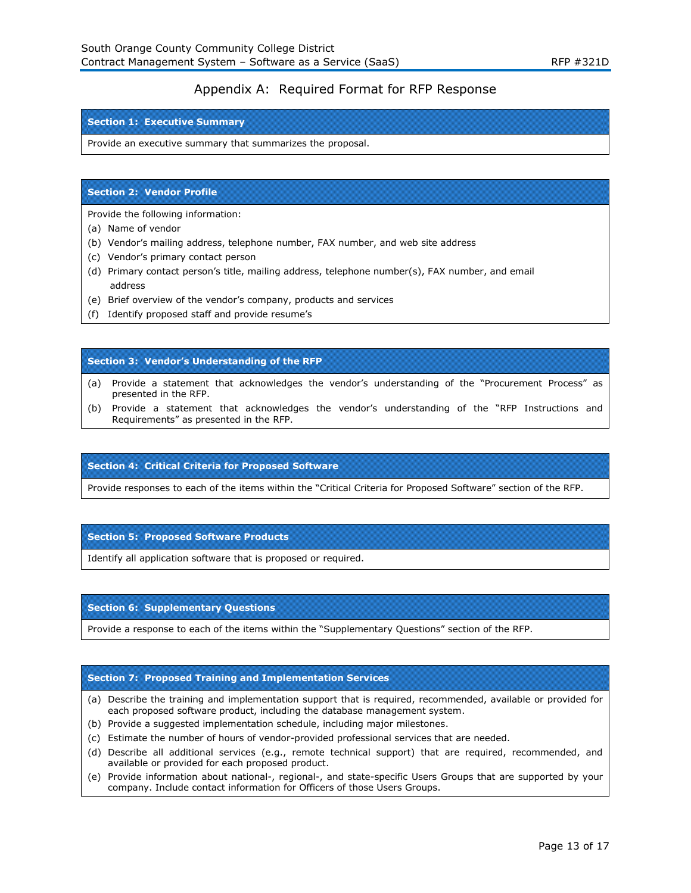# Appendix A: Required Format for RFP Response

## Section 1: Executive Summary

Provide an executive summary that summarizes the proposal.

## Section 2: Vendor Profile

Provide the following information:

(a) Name of vendor

(b) Vendor's mailing address, telephone number, FAX number, and web site address

(c) Vendor's primary contact person

(d) Primary contact person's title, mailing address, telephone number(s), FAX number, and email address

(e) Brief overview of the vendor's company, products and services

(f) Identify proposed staff and provide resume's

## Section 3: Vendor's Understanding of the RFP

(a) Provide a statement that acknowledges the vendor's understanding of the "Procurement Process" as presented in the RFP.

(b) Provide a statement that acknowledges the vendor's understanding of the "RFP Instructions and Requirements" as presented in the RFP.

## Section 4: Critical Criteria for Proposed Software

Provide responses to each of the items within the "Critical Criteria for Proposed Software" section of the RFP.

## Section 5: Proposed Software Products

Identify all application software that is proposed or required.

## Section 6: Supplementary Questions

Provide a response to each of the items within the "Supplementary Questions" section of the RFP.

## Section 7: Proposed Training and Implementation Services

(a) Describe the training and implementation support that is required, recommended, available or provided for each proposed software product, including the database management system.

(b) Provide a suggested implementation schedule, including major milestones.

(c) Estimate the number of hours of vendor-provided professional services that are needed.

(d) Describe all additional services (e.g., remote technical support) that are required, recommended, and available or provided for each proposed product.

(e) Provide information about national-, regional-, and state-specific Users Groups that are supported by your company. Include contact information for Officers of those Users Groups.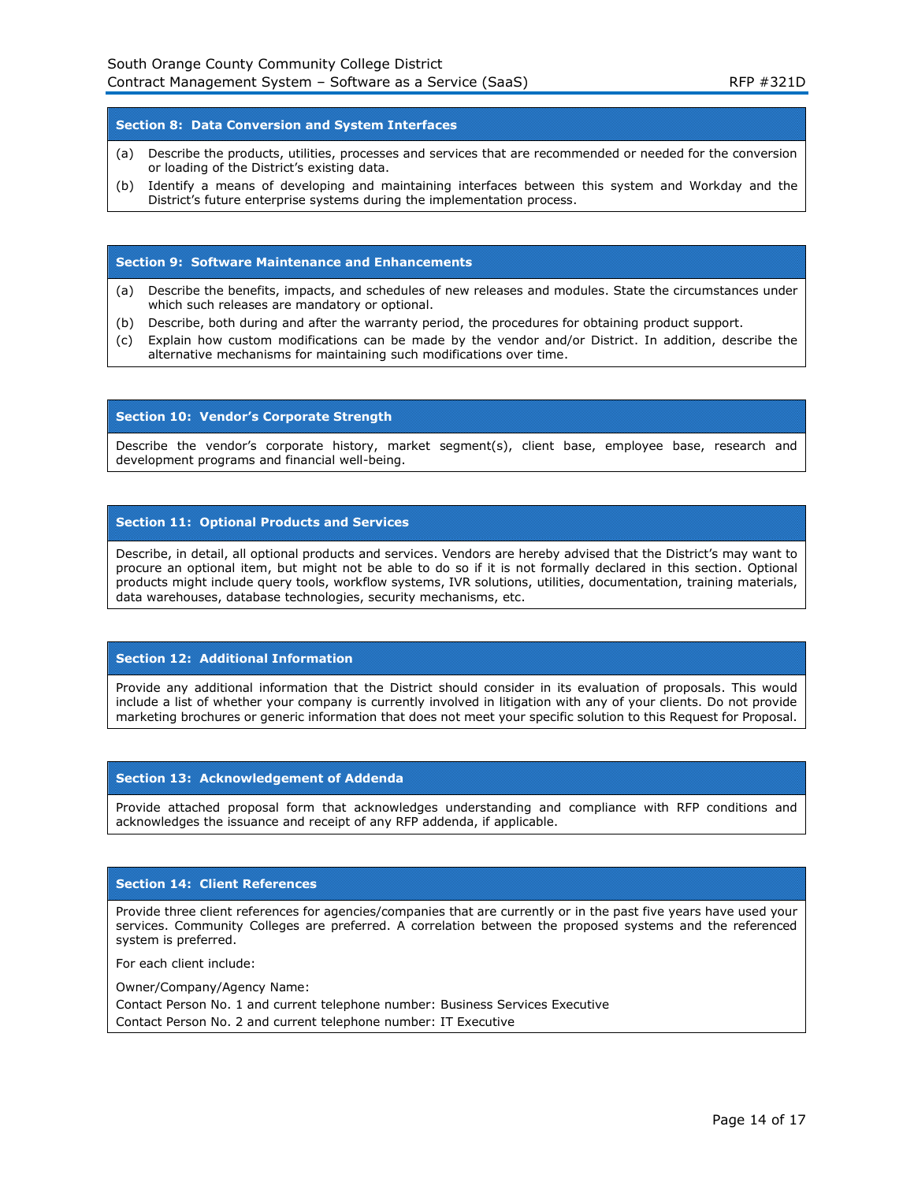## Section 8: Data Conversion and System Interfaces

(a) Describe the products, utilities, processes and services that are recommended or needed for the conversion or loading of the District's existing data.

(b) Identify a means of developing and maintaining interfaces between this system and Workday and the District's future enterprise systems during the implementation process.

## Section 9: Software Maintenance and Enhancements

(a) Describe the benefits, impacts, and schedules of new releases and modules. State the circumstances under which such releases are mandatory or optional.

(b) Describe, both during and after the warranty period, the procedures for obtaining product support.

(c) Explain how custom modifications can be made by the vendor and/or District. In addition, describe the alternative mechanisms for maintaining such modifications over time.

## Section 10: Vendor's Corporate Strength

Describe the vendor's corporate history, market segment(s), client base, employee base, research and development programs and financial well-being.

## Section 11: Optional Products and Services

Describe, in detail, all optional products and services. Vendors are hereby advised that the District's may want to procure an optional item, but might not be able to do so if it is not formally declared in this section. Optional products might include query tools, workflow systems, IVR solutions, utilities, documentation, training materials, data warehouses, database technologies, security mechanisms, etc.

## Section 12: Additional Information

Provide any additional information that the District should consider in its evaluation of proposals. This would include a list of whether your company is currently involved in litigation with any of your clients. Do not provide marketing brochures or generic information that does not meet your specific solution to this Request for Proposal.

## Section 13: Acknowledgement of Addenda

Provide attached proposal form that acknowledges understanding and compliance with RFP conditions and acknowledges the issuance and receipt of any RFP addenda, if applicable.

## Section 14: Client References

Provide three client references for agencies/companies that are currently or in the past five years have used your services. Community Colleges are preferred. A correlation between the proposed systems and the referenced system is preferred.

For each client include:

Owner/Company/Agency Name:
Contact Person No. 1 and current telephone number: Business Services Executive
Contact Person No. 2 and current telephone number: IT Executive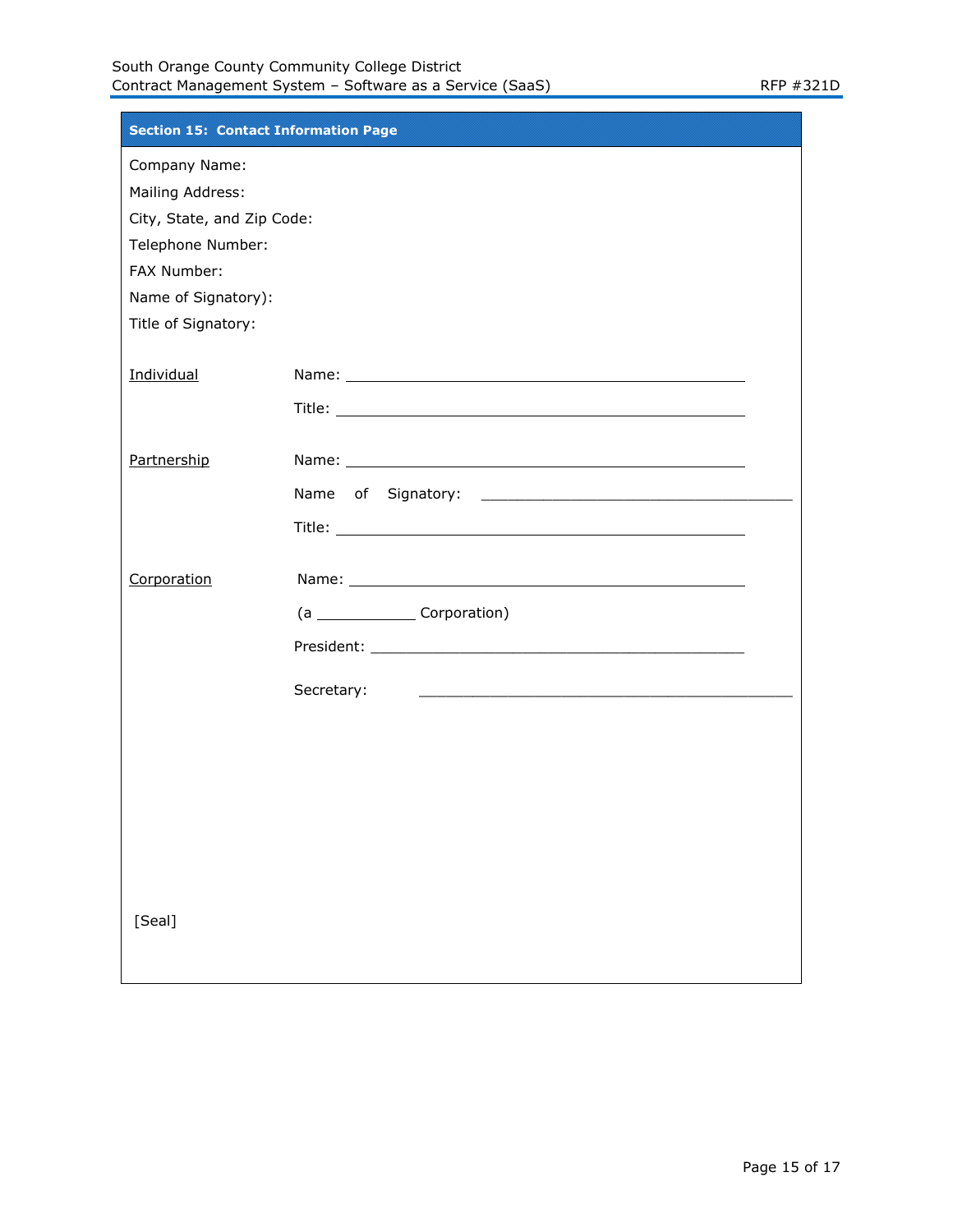## Section 15: Contact Information Page

Company Name:

Mailing Address:

City, State, and Zip Code:

Telephone Number:

FAX Number:

Name of Signatory):

Title of Signatory:

| | | |
|---|---|---|
| Individual | Name: ______________________________ | |
| | Title: ______________________________ | |
| Partnership | Name: ______________________________ | |
| | Name of Signatory: ______________________________ | |
| | Title: ______________________________ | |
| Corporation | Name: ______________________________ | |
| | (a __________ Corporation) | |
| | President: ______________________________ | |
| | Secretary: ______________________________ | |

[Seal]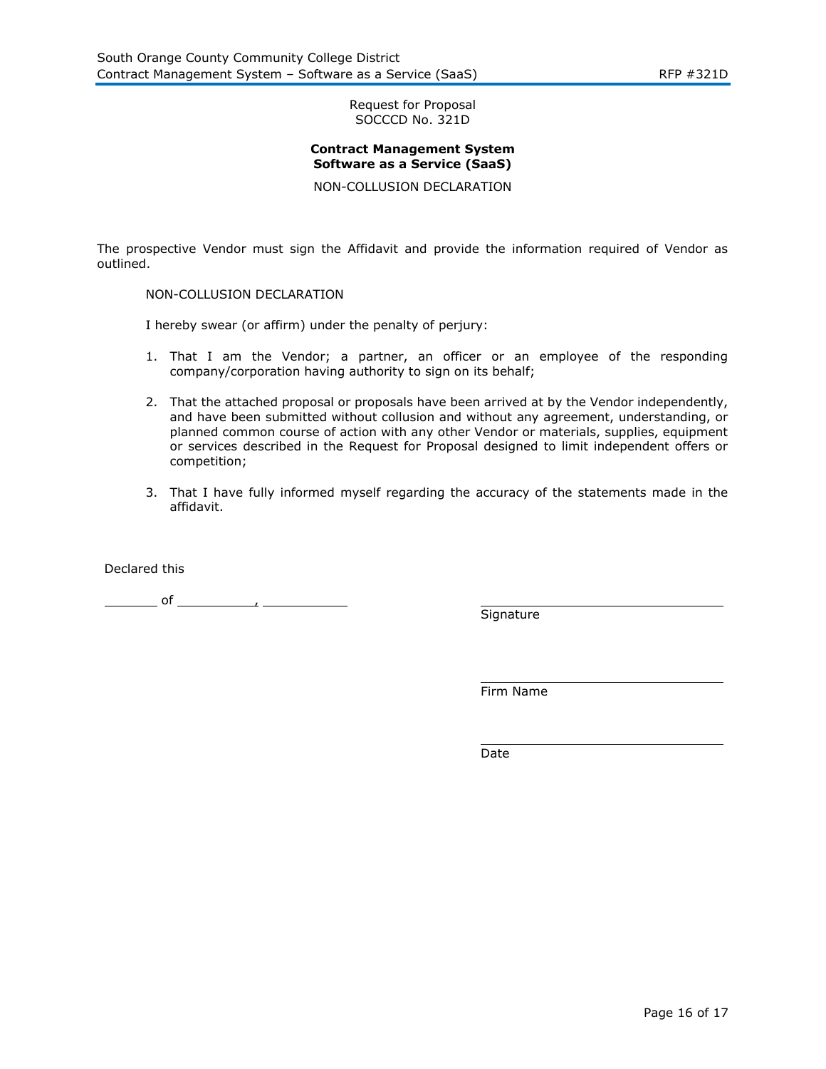Request for Proposal
SOCCCD No. 321D

**Contract Management System**
**Software as a Service (SaaS)**

NON-COLLUSION DECLARATION

The prospective Vendor must sign the Affidavit and provide the information required of Vendor as outlined.

NON-COLLUSION DECLARATION

I hereby swear (or affirm) under the penalty of perjury:

1. That I am the Vendor; a partner, an officer or an employee of the responding company/corporation having authority to sign on its behalf;
2. That the attached proposal or proposals have been arrived at by the Vendor independently, and have been submitted without collusion and without any agreement, understanding, or planned common course of action with any other Vendor or materials, supplies, equipment or services described in the Request for Proposal designed to limit independent offers or competition;
3. That I have fully informed myself regarding the accuracy of the statements made in the affidavit.

Declared this

_______ of __________, ___________

________________________________
Signature

________________________________
Firm Name

________________________________
Date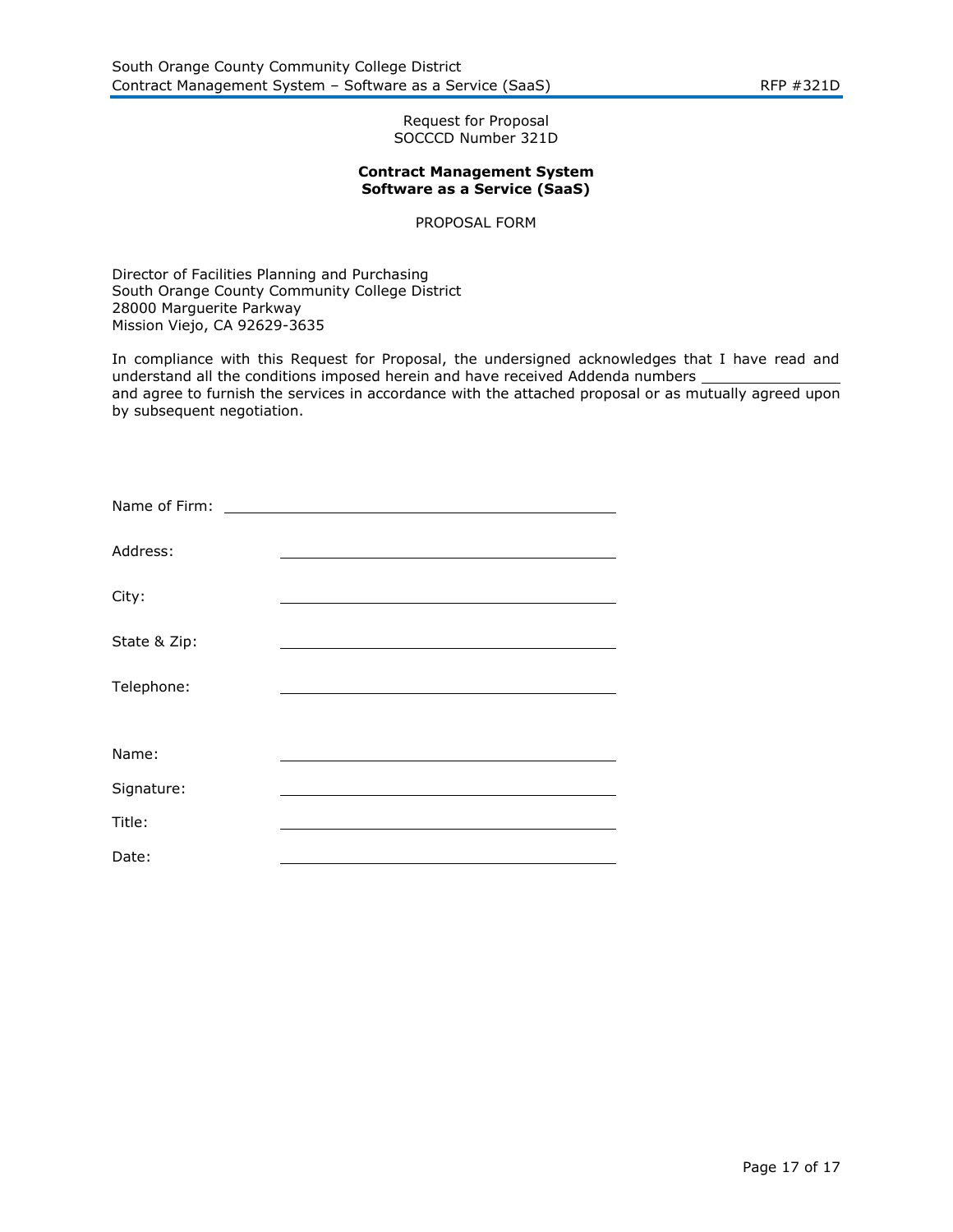Request for Proposal
SOCCCD Number 321D

**Contract Management System**
**Software as a Service (SaaS)**

PROPOSAL FORM

Director of Facilities Planning and Purchasing
South Orange County Community College District
28000 Marguerite Parkway
Mission Viejo, CA 92629-3635

In compliance with this Request for Proposal, the undersigned acknowledges that I have read and understand all the conditions imposed herein and have received Addenda numbers \_\_\_\_\_\_\_\_\_\_\_\_\_\_\_\_ and agree to furnish the services in accordance with the attached proposal or as mutually agreed upon by subsequent negotiation.

Name of Firm: \_\_\_\_\_\_\_\_\_\_\_\_\_\_\_\_\_\_\_\_\_\_\_\_\_\_\_\_\_\_\_\_\_\_\_\_\_\_\_\_

Address: \_\_\_\_\_\_\_\_\_\_\_\_\_\_\_\_\_\_\_\_\_\_\_\_\_\_\_\_\_\_\_\_\_\_\_\_\_\_\_\_

City: \_\_\_\_\_\_\_\_\_\_\_\_\_\_\_\_\_\_\_\_\_\_\_\_\_\_\_\_\_\_\_\_\_\_\_\_\_\_\_\_

State & Zip: \_\_\_\_\_\_\_\_\_\_\_\_\_\_\_\_\_\_\_\_\_\_\_\_\_\_\_\_\_\_\_\_\_\_\_\_\_\_\_\_

Telephone: \_\_\_\_\_\_\_\_\_\_\_\_\_\_\_\_\_\_\_\_\_\_\_\_\_\_\_\_\_\_\_\_\_\_\_\_\_\_\_\_

Name: \_\_\_\_\_\_\_\_\_\_\_\_\_\_\_\_\_\_\_\_\_\_\_\_\_\_\_\_\_\_\_\_\_\_\_\_\_\_\_\_

Signature: \_\_\_\_\_\_\_\_\_\_\_\_\_\_\_\_\_\_\_\_\_\_\_\_\_\_\_\_\_\_\_\_\_\_\_\_\_\_\_\_

Title: \_\_\_\_\_\_\_\_\_\_\_\_\_\_\_\_\_\_\_\_\_\_\_\_\_\_\_\_\_\_\_\_\_\_\_\_\_\_\_\_

Date: \_\_\_\_\_\_\_\_\_\_\_\_\_\_\_\_\_\_\_\_\_\_\_\_\_\_\_\_\_\_\_\_\_\_\_\_\_\_\_\_